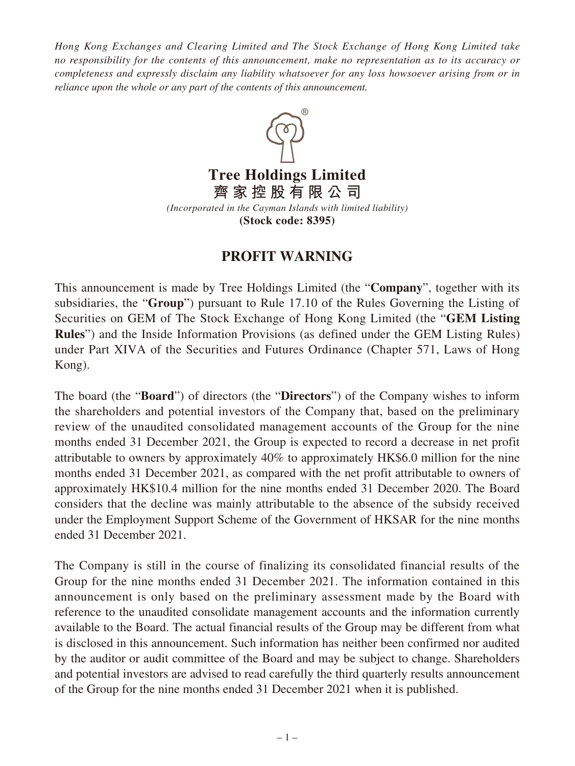*Hong Kong Exchanges and Clearing Limited and The Stock Exchange of Hong Kong Limited take no responsibility for the contents of this announcement, make no representation as to its accuracy or completeness and expressly disclaim any liability whatsoever for any loss howsoever arising from or in reliance upon the whole or any part of the contents of this announcement.*

# Tree Holdings Limited
# 齊家控股有限公司

*(Incorporated in the Cayman Islands with limited liability)*

**(Stock code: 8395)**

## PROFIT WARNING

This announcement is made by Tree Holdings Limited (the "**Company**", together with its subsidiaries, the "**Group**") pursuant to Rule 17.10 of the Rules Governing the Listing of Securities on GEM of The Stock Exchange of Hong Kong Limited (the "**GEM Listing Rules**") and the Inside Information Provisions (as defined under the GEM Listing Rules) under Part XIVA of the Securities and Futures Ordinance (Chapter 571, Laws of Hong Kong).

The board (the "**Board**") of directors (the "**Directors**") of the Company wishes to inform the shareholders and potential investors of the Company that, based on the preliminary review of the unaudited consolidated management accounts of the Group for the nine months ended 31 December 2021, the Group is expected to record a decrease in net profit attributable to owners by approximately 40% to approximately HK$6.0 million for the nine months ended 31 December 2021, as compared with the net profit attributable to owners of approximately HK$10.4 million for the nine months ended 31 December 2020. The Board considers that the decline was mainly attributable to the absence of the subsidy received under the Employment Support Scheme of the Government of HKSAR for the nine months ended 31 December 2021.

The Company is still in the course of finalizing its consolidated financial results of the Group for the nine months ended 31 December 2021. The information contained in this announcement is only based on the preliminary assessment made by the Board with reference to the unaudited consolidate management accounts and the information currently available to the Board. The actual financial results of the Group may be different from what is disclosed in this announcement. Such information has neither been confirmed nor audited by the auditor or audit committee of the Board and may be subject to change. Shareholders and potential investors are advised to read carefully the third quarterly results announcement of the Group for the nine months ended 31 December 2021 when it is published.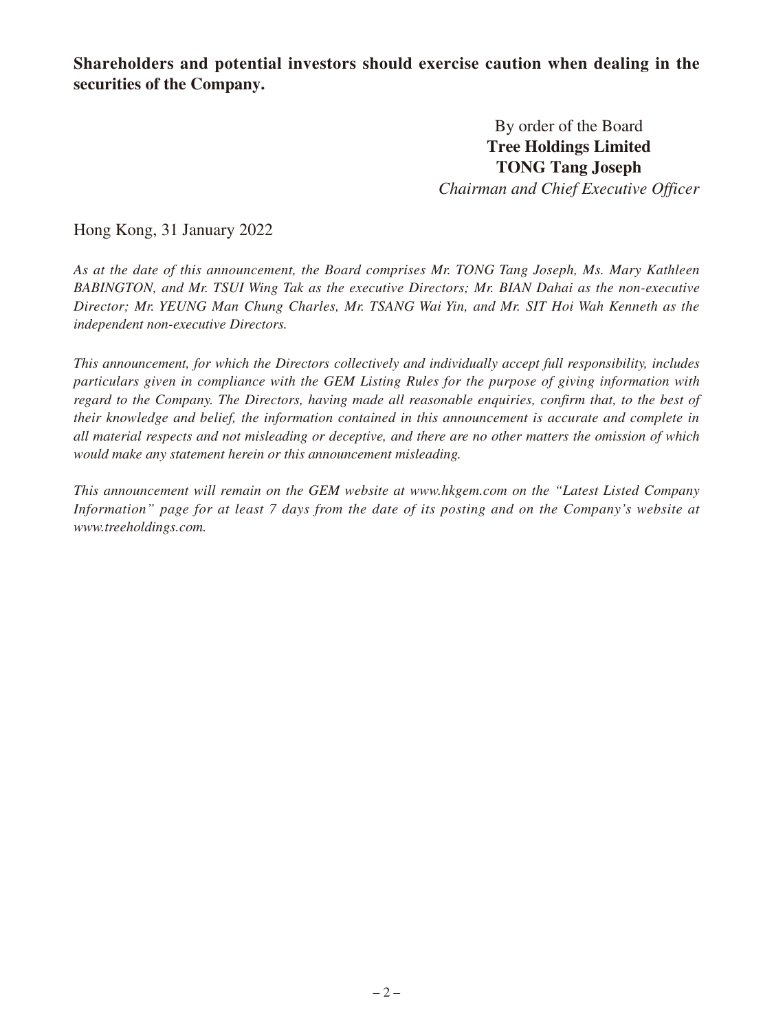**Shareholders and potential investors should exercise caution when dealing in the securities of the Company.**

By order of the Board
**Tree Holdings Limited**
**TONG Tang Joseph**
*Chairman and Chief Executive Officer*

Hong Kong, 31 January 2022

*As at the date of this announcement, the Board comprises Mr. TONG Tang Joseph, Ms. Mary Kathleen BABINGTON, and Mr. TSUI Wing Tak as the executive Directors; Mr. BIAN Dahai as the non-executive Director; Mr. YEUNG Man Chung Charles, Mr. TSANG Wai Yin, and Mr. SIT Hoi Wah Kenneth as the independent non-executive Directors.*

*This announcement, for which the Directors collectively and individually accept full responsibility, includes particulars given in compliance with the GEM Listing Rules for the purpose of giving information with regard to the Company. The Directors, having made all reasonable enquiries, confirm that, to the best of their knowledge and belief, the information contained in this announcement is accurate and complete in all material respects and not misleading or deceptive, and there are no other matters the omission of which would make any statement herein or this announcement misleading.*

*This announcement will remain on the GEM website at www.hkgem.com on the "Latest Listed Company Information" page for at least 7 days from the date of its posting and on the Company's website at www.treeholdings.com.*